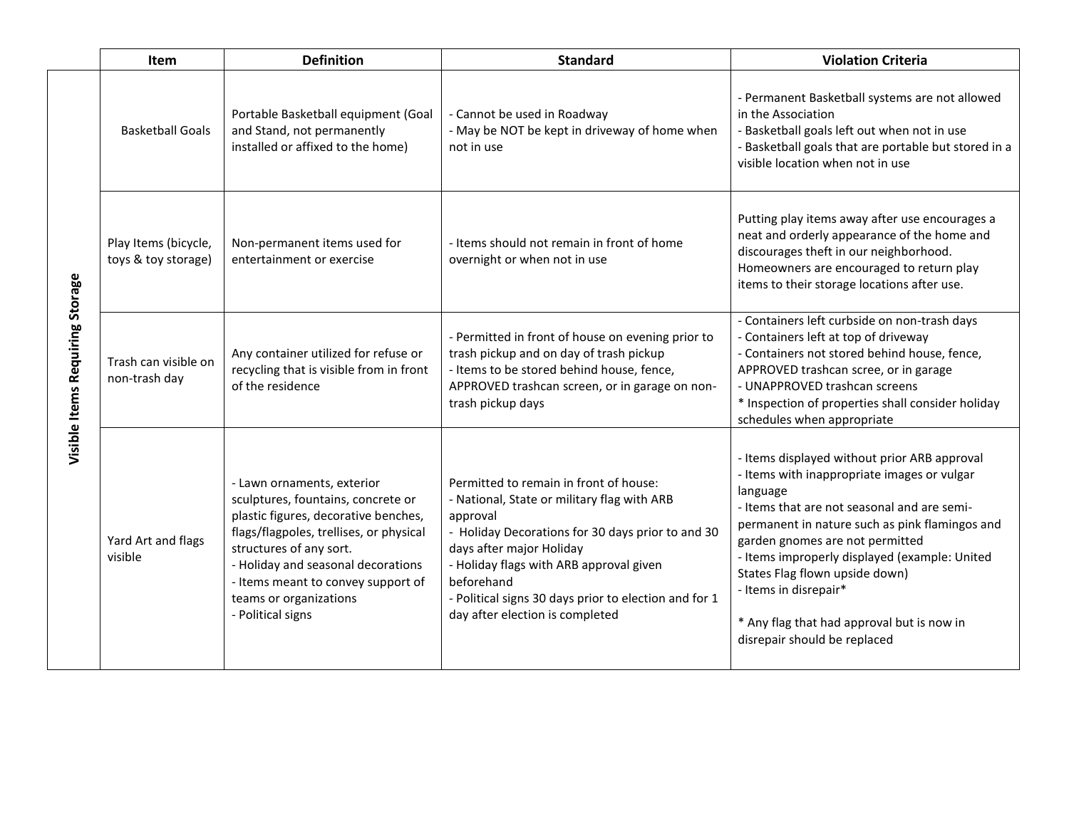|  | Item | Definition | Standard | Violation Criteria |
|---|---|---|---|---|
| Visible Items Requiring Storage | Basketball Goals | Portable Basketball equipment (Goal and Stand, not permanently installed or affixed to the home) | - Cannot be used in Roadway<br>- May be NOT be kept in driveway of home when not in use | - Permanent Basketball systems are not allowed in the Association<br>- Basketball goals left out when not in use<br>- Basketball goals that are portable but stored in a visible location when not in use |
|  | Play Items (bicycle, toys & toy storage) | Non-permanent items used for entertainment or exercise | - Items should not remain in front of home overnight or when not in use | Putting play items away after use encourages a neat and orderly appearance of the home and discourages theft in our neighborhood. Homeowners are encouraged to return play items to their storage locations after use. |
|  | Trash can visible on non-trash day | Any container utilized for refuse or recycling that is visible from in front of the residence | - Permitted in front of house on evening prior to trash pickup and on day of trash pickup<br>- Items to be stored behind house, fence, APPROVED trashcan screen, or in garage on non-trash pickup days | - Containers left curbside on non-trash days<br>- Containers left at top of driveway<br>- Containers not stored behind house, fence, APPROVED trashcan scree, or in garage<br>- UNAPPROVED trashcan screens<br>* Inspection of properties shall consider holiday schedules when appropriate |
|  | Yard Art and flags visible | - Lawn ornaments, exterior sculptures, fountains, concrete or plastic figures, decorative benches, flags/flagpoles, trellises, or physical structures of any sort.<br>- Holiday and seasonal decorations<br>- Items meant to convey support of teams or organizations<br>- Political signs | Permitted to remain in front of house:<br>- National, State or military flag with ARB approval<br>- Holiday Decorations for 30 days prior to and 30 days after major Holiday<br>- Holiday flags with ARB approval given beforehand<br>- Political signs 30 days prior to election and for 1 day after election is completed | - Items displayed without prior ARB approval<br>- Items with inappropriate images or vulgar language<br>- Items that are not seasonal and are semi-permanent in nature such as pink flamingos and garden gnomes are not permitted<br>- Items improperly displayed (example: United States Flag flown upside down)<br>- Items in disrepair*<br><br>* Any flag that had approval but is now in disrepair should be replaced |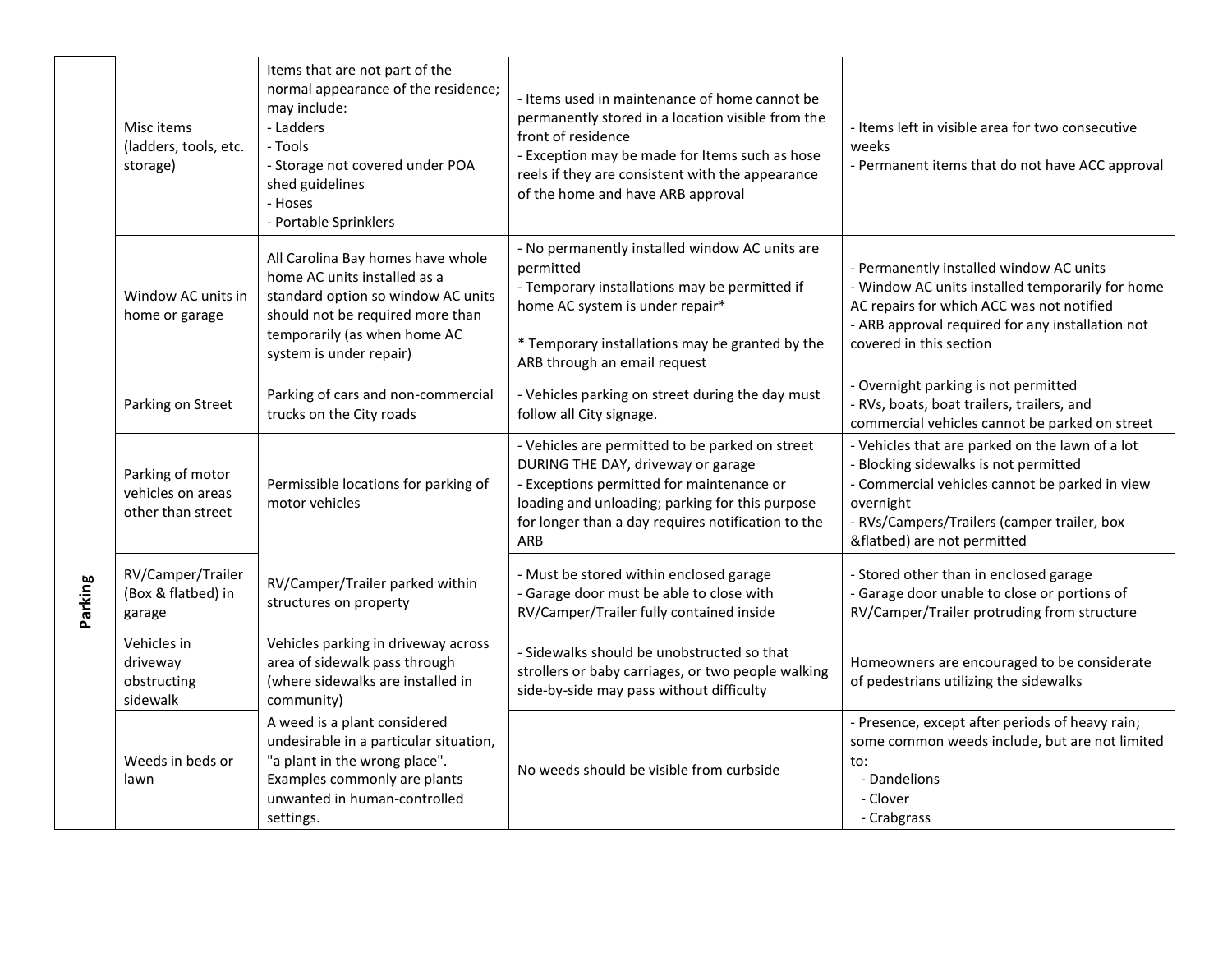| | | | | |
|---|---|---|---|---|
| | Misc items (ladders, tools, etc. storage) | Items that are not part of the normal appearance of the residence; may include:<br>- Ladders<br>- Tools<br>- Storage not covered under POA shed guidelines<br>- Hoses<br>- Portable Sprinklers | - Items used in maintenance of home cannot be permanently stored in a location visible from the front of residence<br>- Exception may be made for Items such as hose reels if they are consistent with the appearance of the home and have ARB approval | - Items left in visible area for two consecutive weeks<br>- Permanent items that do not have ACC approval |
| | Window AC units in home or garage | All Carolina Bay homes have whole home AC units installed as a standard option so window AC units should not be required more than temporarily (as when home AC system is under repair) | - No permanently installed window AC units are permitted<br>- Temporary installations may be permitted if home AC system is under repair*<br><br>* Temporary installations may be granted by the ARB through an email request | - Permanently installed window AC units<br>- Window AC units installed temporarily for home AC repairs for which ACC was not notified<br>- ARB approval required for any installation not covered in this section |
| **Parking** | Parking on Street | Parking of cars and non-commercial trucks on the City roads | - Vehicles parking on street during the day must follow all City signage. | - Overnight parking is not permitted<br>- RVs, boats, boat trailers, trailers, and commercial vehicles cannot be parked on street |
| | Parking of motor vehicles on areas other than street | Permissible locations for parking of motor vehicles | - Vehicles are permitted to be parked on street DURING THE DAY, driveway or garage<br>- Exceptions permitted for maintenance or loading and unloading; parking for this purpose for longer than a day requires notification to the ARB | - Vehicles that are parked on the lawn of a lot<br>- Blocking sidewalks is not permitted<br>- Commercial vehicles cannot be parked in view overnight<br>- RVs/Campers/Trailers (camper trailer, box &flatbed) are not permitted |
| | RV/Camper/Trailer (Box & flatbed) in garage | RV/Camper/Trailer parked within structures on property | - Must be stored within enclosed garage<br>- Garage door must be able to close with RV/Camper/Trailer fully contained inside | - Stored other than in enclosed garage<br>- Garage door unable to close or portions of RV/Camper/Trailer protruding from structure |
| | Vehicles in driveway obstructing sidewalk | Vehicles parking in driveway across area of sidewalk pass through (where sidewalks are installed in community) | - Sidewalks should be unobstructed so that strollers or baby carriages, or two people walking side-by-side may pass without difficulty | Homeowners are encouraged to be considerate of pedestrians utilizing the sidewalks |
| | Weeds in beds or lawn | A weed is a plant considered undesirable in a particular situation, "a plant in the wrong place". Examples commonly are plants unwanted in human-controlled settings. | No weeds should be visible from curbside | - Presence, except after periods of heavy rain; some common weeds include, but are not limited to:<br>- Dandelions<br>- Clover<br>- Crabgrass |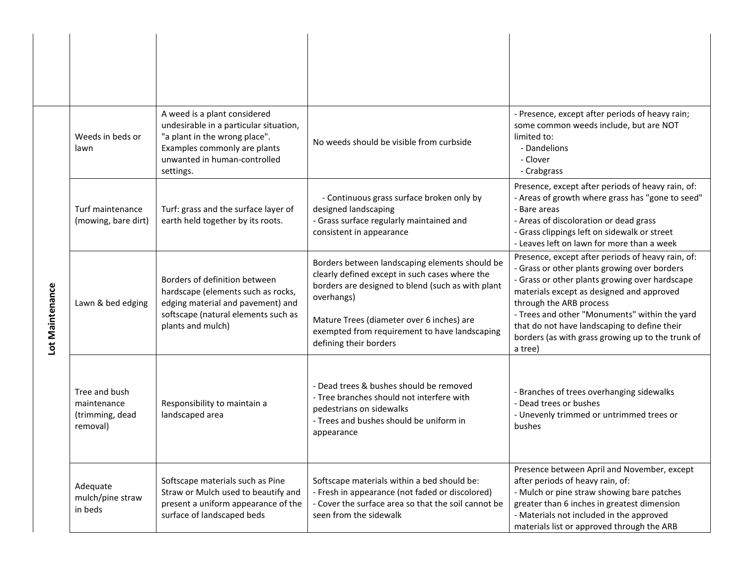| | | | | |
|---|---|---|---|---|
| | | | | |
| **Lot Maintenance** | Weeds in beds or lawn | A weed is a plant considered undesirable in a particular situation, "a plant in the wrong place". Examples commonly are plants unwanted in human-controlled settings. | No weeds should be visible from curbside | - Presence, except after periods of heavy rain; some common weeds include, but are NOT limited to:<br>- Dandelions<br>- Clover<br>- Crabgrass |
| | Turf maintenance (mowing, bare dirt) | Turf: grass and the surface layer of earth held together by its roots. | - Continuous grass surface broken only by designed landscaping<br>- Grass surface regularly maintained and consistent in appearance | Presence, except after periods of heavy rain, of:<br>- Areas of growth where grass has "gone to seed"<br>- Bare areas<br>- Areas of discoloration or dead grass<br>- Grass clippings left on sidewalk or street<br>- Leaves left on lawn for more than a week |
| | Lawn & bed edging | Borders of definition between hardscape (elements such as rocks, edging material and pavement) and softscape (natural elements such as plants and mulch) | Borders between landscaping elements should be clearly defined except in such cases where the borders are designed to blend (such as with plant overhangs)<br><br>Mature Trees (diameter over 6 inches) are exempted from requirement to have landscaping defining their borders | Presence, except after periods of heavy rain, of:<br>- Grass or other plants growing over borders<br>- Grass or other plants growing over hardscape materials except as designed and approved through the ARB process<br>- Trees and other "Monuments" within the yard that do not have landscaping to define their borders (as with grass growing up to the trunk of a tree) |
| | Tree and bush maintenance (trimming, dead removal) | Responsibility to maintain a landscaped area | - Dead trees & bushes should be removed<br>- Tree branches should not interfere with pedestrians on sidewalks<br>- Trees and bushes should be uniform in appearance | - Branches of trees overhanging sidewalks<br>- Dead trees or bushes<br>- Unevenly trimmed or untrimmed trees or bushes |
| | Adequate mulch/pine straw in beds | Softscape materials such as Pine Straw or Mulch used to beautify and present a uniform appearance of the surface of landscaped beds | Softscape materials within a bed should be:<br>- Fresh in appearance (not faded or discolored)<br>- Cover the surface area so that the soil cannot be seen from the sidewalk | Presence between April and November, except after periods of heavy rain, of:<br>- Mulch or pine straw showing bare patches greater than 6 inches in greatest dimension<br>- Materials not included in the approved materials list or approved through the ARB |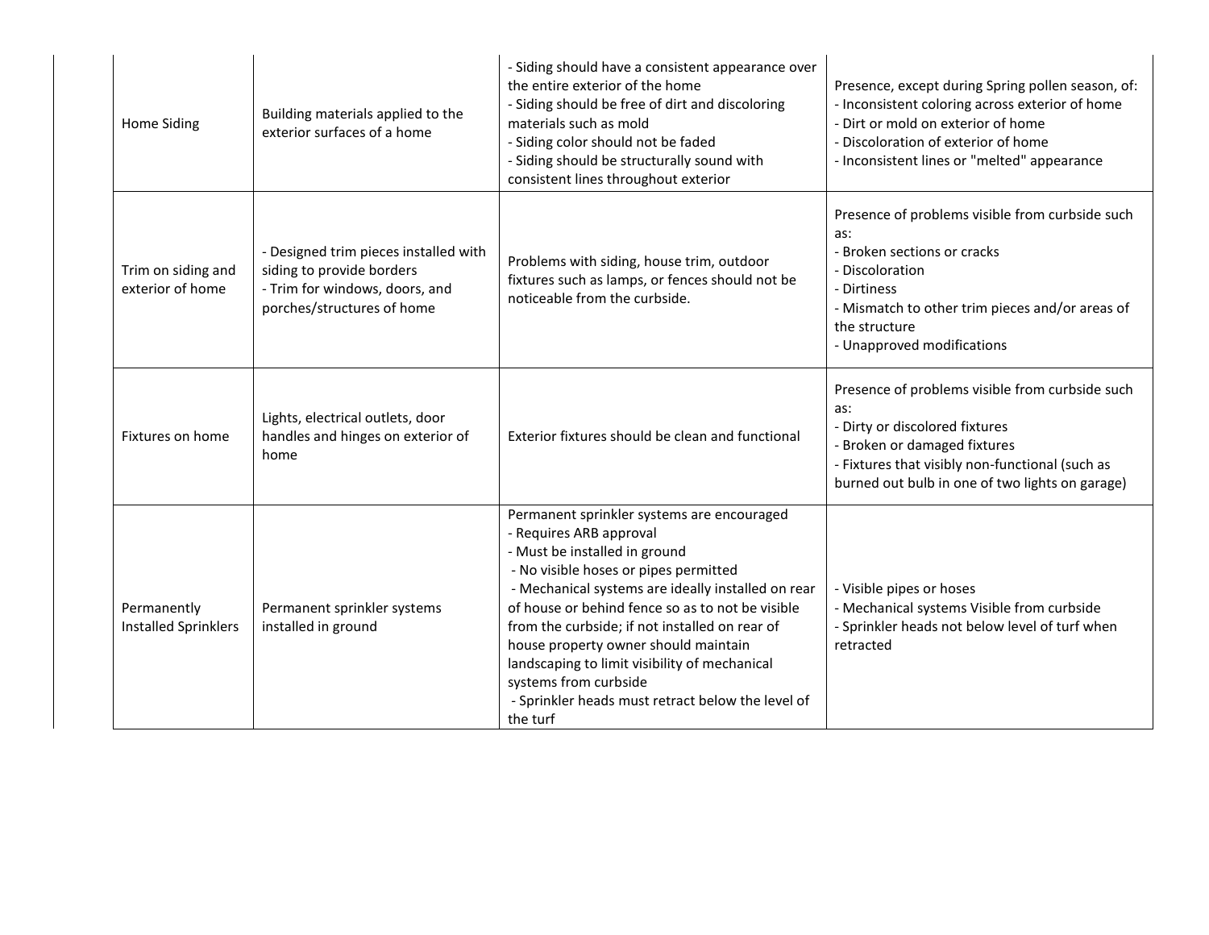| | | | |
|---|---|---|---|
| Home Siding | Building materials applied to the exterior surfaces of a home | - Siding should have a consistent appearance over the entire exterior of the home<br>- Siding should be free of dirt and discoloring materials such as mold<br>- Siding color should not be faded<br>- Siding should be structurally sound with consistent lines throughout exterior | Presence, except during Spring pollen season, of:<br>- Inconsistent coloring across exterior of home<br>- Dirt or mold on exterior of home<br>- Discoloration of exterior of home<br>- Inconsistent lines or "melted" appearance |
| Trim on siding and exterior of home | - Designed trim pieces installed with siding to provide borders<br>- Trim for windows, doors, and porches/structures of home | Problems with siding, house trim, outdoor fixtures such as lamps, or fences should not be noticeable from the curbside. | Presence of problems visible from curbside such as:<br>- Broken sections or cracks<br>- Discoloration<br>- Dirtiness<br>- Mismatch to other trim pieces and/or areas of the structure<br>- Unapproved modifications |
| Fixtures on home | Lights, electrical outlets, door handles and hinges on exterior of home | Exterior fixtures should be clean and functional | Presence of problems visible from curbside such as:<br>- Dirty or discolored fixtures<br>- Broken or damaged fixtures<br>- Fixtures that visibly non-functional (such as burned out bulb in one of two lights on garage) |
| Permanently Installed Sprinklers | Permanent sprinkler systems installed in ground | Permanent sprinkler systems are encouraged<br>- Requires ARB approval<br>- Must be installed in ground<br>- No visible hoses or pipes permitted<br>- Mechanical systems are ideally installed on rear of house or behind fence so as to not be visible from the curbside; if not installed on rear of house property owner should maintain landscaping to limit visibility of mechanical systems from curbside<br>- Sprinkler heads must retract below the level of the turf | - Visible pipes or hoses<br>- Mechanical systems Visible from curbside<br>- Sprinkler heads not below level of turf when retracted |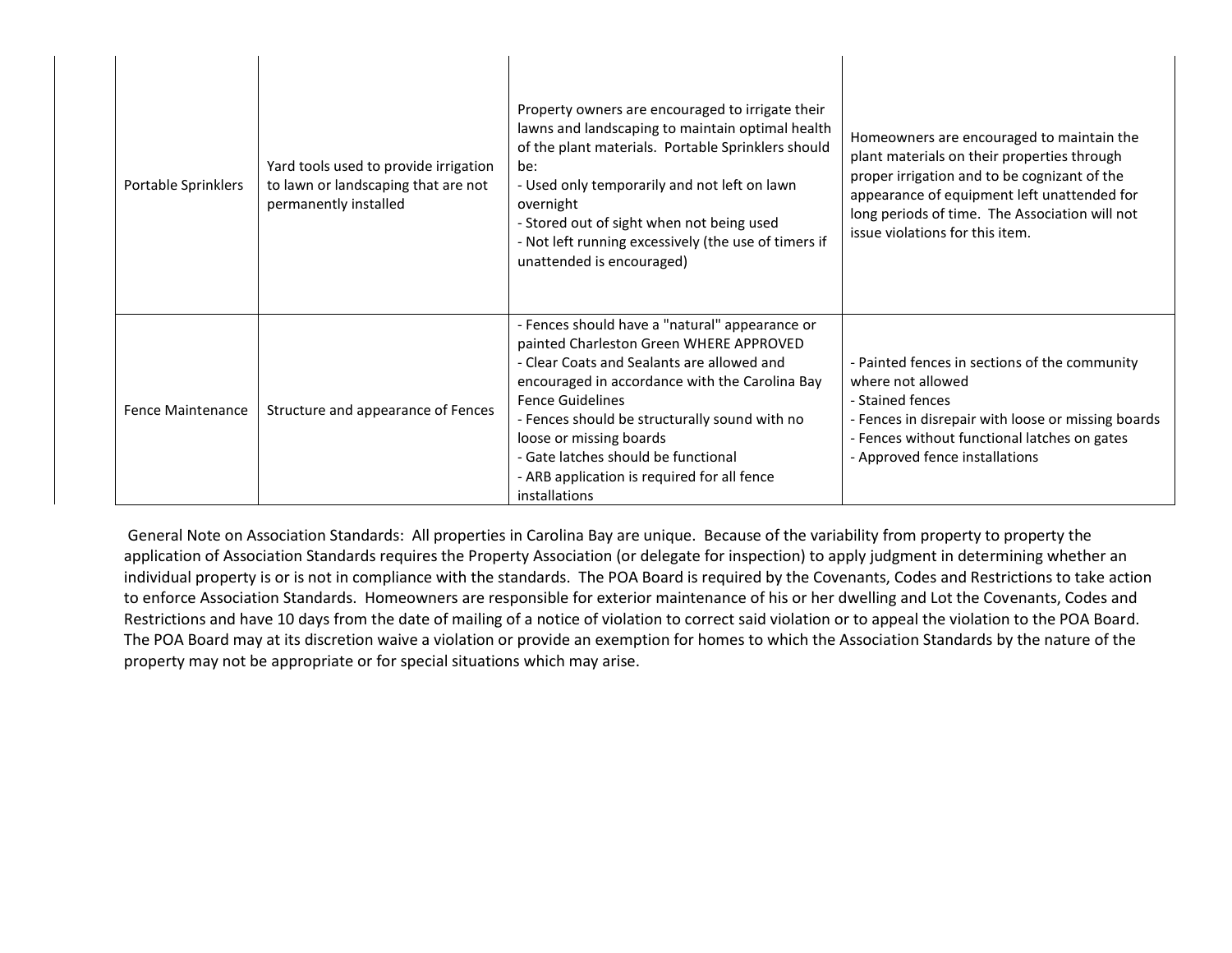| | | | |
|---|---|---|---|
| Portable Sprinklers | Yard tools used to provide irrigation to lawn or landscaping that are not permanently installed | Property owners are encouraged to irrigate their lawns and landscaping to maintain optimal health of the plant materials. Portable Sprinklers should be:<br>- Used only temporarily and not left on lawn overnight<br>- Stored out of sight when not being used<br>- Not left running excessively (the use of timers if unattended is encouraged) | Homeowners are encouraged to maintain the plant materials on their properties through proper irrigation and to be cognizant of the appearance of equipment left unattended for long periods of time. The Association will not issue violations for this item. |
| Fence Maintenance | Structure and appearance of Fences | - Fences should have a "natural" appearance or painted Charleston Green WHERE APPROVED<br>- Clear Coats and Sealants are allowed and encouraged in accordance with the Carolina Bay Fence Guidelines<br>- Fences should be structurally sound with no loose or missing boards<br>- Gate latches should be functional<br>- ARB application is required for all fence installations | - Painted fences in sections of the community where not allowed<br>- Stained fences<br>- Fences in disrepair with loose or missing boards<br>- Fences without functional latches on gates<br>- Approved fence installations |

General Note on Association Standards: All properties in Carolina Bay are unique. Because of the variability from property to property the application of Association Standards requires the Property Association (or delegate for inspection) to apply judgment in determining whether an individual property is or is not in compliance with the standards. The POA Board is required by the Covenants, Codes and Restrictions to take action to enforce Association Standards. Homeowners are responsible for exterior maintenance of his or her dwelling and Lot the Covenants, Codes and Restrictions and have 10 days from the date of mailing of a notice of violation to correct said violation or to appeal the violation to the POA Board. The POA Board may at its discretion waive a violation or provide an exemption for homes to which the Association Standards by the nature of the property may not be appropriate or for special situations which may arise.